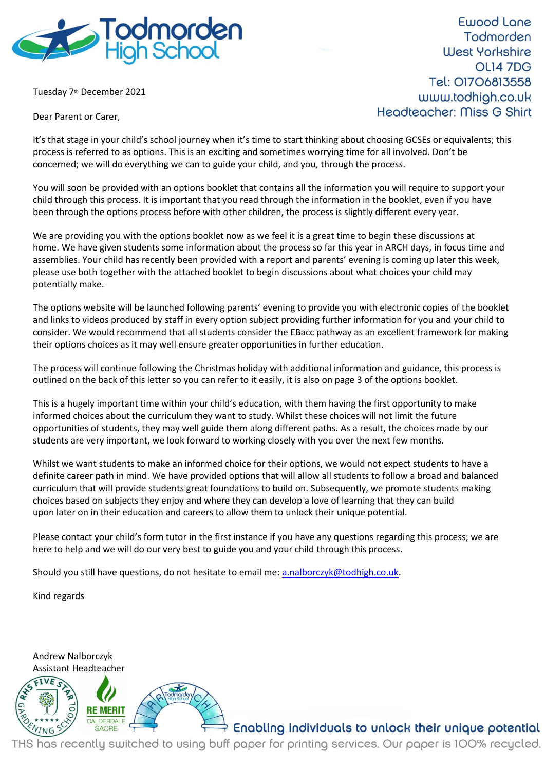# Todmorden High School

Ewood Lane
Todmorden
West Yorkshire
OL14 7DG
Tel: 01706813558
www.todhigh.co.uk
Headteacher: Miss G Shirt

Tuesday 7th December 2021

Dear Parent or Carer,

It's that stage in your child's school journey when it's time to start thinking about choosing GCSEs or equivalents; this process is referred to as options. This is an exciting and sometimes worrying time for all involved. Don't be concerned; we will do everything we can to guide your child, and you, through the process.

You will soon be provided with an options booklet that contains all the information you will require to support your child through this process. It is important that you read through the information in the booklet, even if you have been through the options process before with other children, the process is slightly different every year.

We are providing you with the options booklet now as we feel it is a great time to begin these discussions at home. We have given students some information about the process so far this year in ARCH days, in focus time and assemblies. Your child has recently been provided with a report and parents' evening is coming up later this week, please use both together with the attached booklet to begin discussions about what choices your child may potentially make.

The options website will be launched following parents' evening to provide you with electronic copies of the booklet and links to videos produced by staff in every option subject providing further information for you and your child to consider. We would recommend that all students consider the EBacc pathway as an excellent framework for making their options choices as it may well ensure greater opportunities in further education.

The process will continue following the Christmas holiday with additional information and guidance, this process is outlined on the back of this letter so you can refer to it easily, it is also on page 3 of the options booklet.

This is a hugely important time within your child's education, with them having the first opportunity to make informed choices about the curriculum they want to study. Whilst these choices will not limit the future opportunities of students, they may well guide them along different paths. As a result, the choices made by our students are very important, we look forward to working closely with you over the next few months.

Whilst we want students to make an informed choice for their options, we would not expect students to have a definite career path in mind. We have provided options that will allow all students to follow a broad and balanced curriculum that will provide students great foundations to build on. Subsequently, we promote students making choices based on subjects they enjoy and where they can develop a love of learning that they can build upon later on in their education and careers to allow them to unlock their unique potential.

Please contact your child's form tutor in the first instance if you have any questions regarding this process; we are here to help and we will do our very best to guide you and your child through this process.

Should you still have questions, do not hesitate to email me: a.nalborczyk@todhigh.co.uk.

Kind regards

Andrew Nalborczyk
Assistant Headteacher

RHS Five Star Gardening School | RE Merit Calderdale SACRE

Enabling individuals to unlock their unique potential

THS has recently switched to using buff paper for printing services. Our paper is 100% recycled.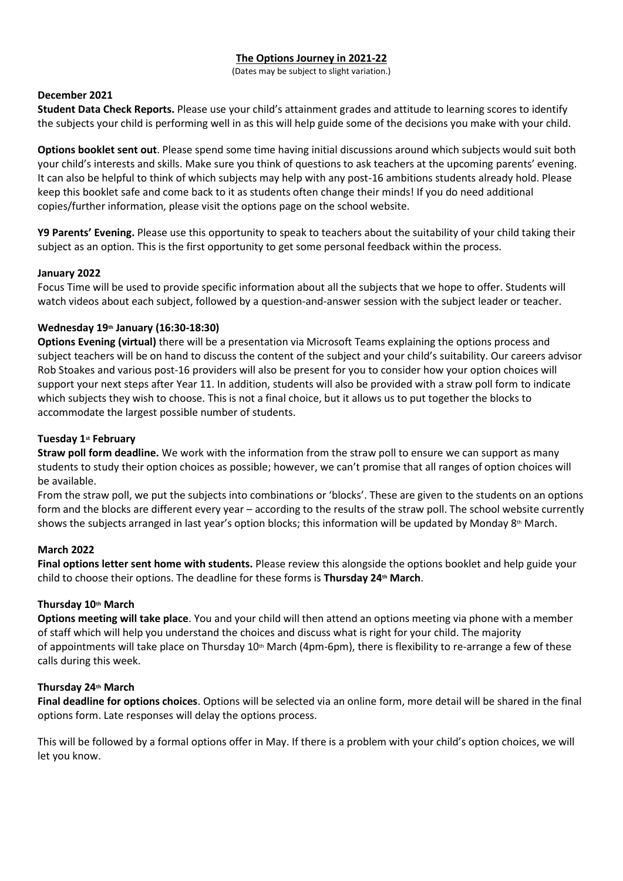# The Options Journey in 2021-22

(Dates may be subject to slight variation.)

### December 2021

**Student Data Check Reports.** Please use your child's attainment grades and attitude to learning scores to identify the subjects your child is performing well in as this will help guide some of the decisions you make with your child.

**Options booklet sent out**. Please spend some time having initial discussions around which subjects would suit both your child's interests and skills. Make sure you think of questions to ask teachers at the upcoming parents' evening. It can also be helpful to think of which subjects may help with any post-16 ambitions students already hold. Please keep this booklet safe and come back to it as students often change their minds! If you do need additional copies/further information, please visit the options page on the school website.

**Y9 Parents' Evening.** Please use this opportunity to speak to teachers about the suitability of your child taking their subject as an option. This is the first opportunity to get some personal feedback within the process.

### January 2022

Focus Time will be used to provide specific information about all the subjects that we hope to offer. Students will watch videos about each subject, followed by a question-and-answer session with the subject leader or teacher.

### Wednesday 19th January (16:30-18:30)

**Options Evening (virtual)** there will be a presentation via Microsoft Teams explaining the options process and subject teachers will be on hand to discuss the content of the subject and your child's suitability. Our careers advisor Rob Stoakes and various post-16 providers will also be present for you to consider how your option choices will support your next steps after Year 11. In addition, students will also be provided with a straw poll form to indicate which subjects they wish to choose. This is not a final choice, but it allows us to put together the blocks to accommodate the largest possible number of students.

### Tuesday 1st February

**Straw poll form deadline.** We work with the information from the straw poll to ensure we can support as many students to study their option choices as possible; however, we can't promise that all ranges of option choices will be available.

From the straw poll, we put the subjects into combinations or 'blocks'. These are given to the students on an options form and the blocks are different every year – according to the results of the straw poll. The school website currently shows the subjects arranged in last year's option blocks; this information will be updated by Monday 8th March.

### March 2022

**Final options letter sent home with students.** Please review this alongside the options booklet and help guide your child to choose their options. The deadline for these forms is **Thursday 24th March**.

### Thursday 10th March

**Options meeting will take place**. You and your child will then attend an options meeting via phone with a member of staff which will help you understand the choices and discuss what is right for your child. The majority of appointments will take place on Thursday 10th March (4pm-6pm), there is flexibility to re-arrange a few of these calls during this week.

### Thursday 24th March

**Final deadline for options choices**. Options will be selected via an online form, more detail will be shared in the final options form. Late responses will delay the options process.

This will be followed by a formal options offer in May. If there is a problem with your child's option choices, we will let you know.